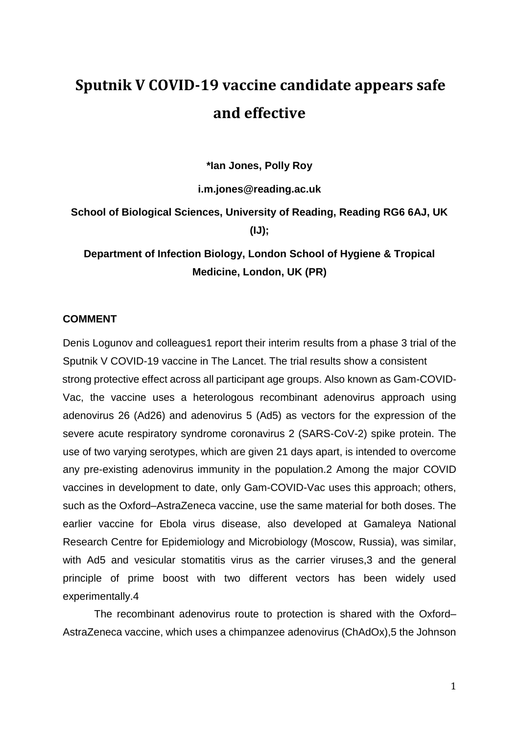# Sputnik V COVID-19 vaccine candidate appears safe and effective

**\*Ian Jones, Polly Roy**

**i.m.jones@reading.ac.uk**

**School of Biological Sciences, University of Reading, Reading RG6 6AJ, UK (IJ);**

**Department of Infection Biology, London School of Hygiene & Tropical Medicine, London, UK (PR)**

## COMMENT

Denis Logunov and colleagues[1] report their interim results from a phase 3 trial of the Sputnik V COVID-19 vaccine in The Lancet. The trial results show a consistent strong protective effect across all participant age groups. Also known as Gam-COVID-Vac, the vaccine uses a heterologous recombinant adenovirus approach using adenovirus 26 (Ad26) and adenovirus 5 (Ad5) as vectors for the expression of the severe acute respiratory syndrome coronavirus 2 (SARS-CoV-2) spike protein. The use of two varying serotypes, which are given 21 days apart, is intended to overcome any pre-existing adenovirus immunity in the population.[2] Among the major COVID vaccines in development to date, only Gam-COVID-Vac uses this approach; others, such as the Oxford–AstraZeneca vaccine, use the same material for both doses. The earlier vaccine for Ebola virus disease, also developed at Gamaleya National Research Centre for Epidemiology and Microbiology (Moscow, Russia), was similar, with Ad5 and vesicular stomatitis virus as the carrier viruses,[3] and the general principle of prime boost with two different vectors has been widely used experimentally.[4]

The recombinant adenovirus route to protection is shared with the Oxford–AstraZeneca vaccine, which uses a chimpanzee adenovirus (ChAdOx),[5] the Johnson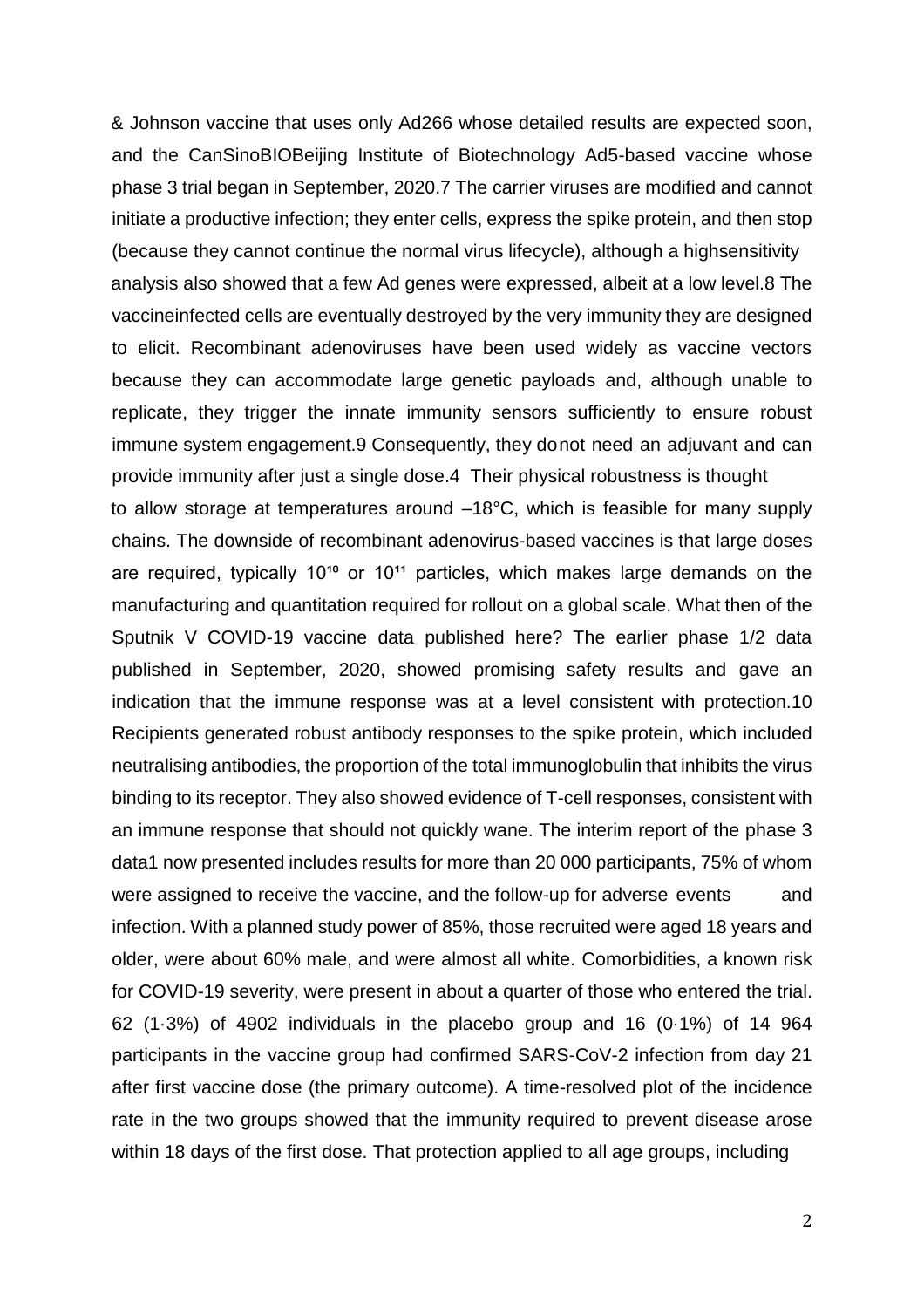& Johnson vaccine that uses only Ad266 whose detailed results are expected soon, and the CanSinoBIOBeijing Institute of Biotechnology Ad5-based vaccine whose phase 3 trial began in September, 2020.7 The carrier viruses are modified and cannot initiate a productive infection; they enter cells, express the spike protein, and then stop (because they cannot continue the normal virus lifecycle), although a highsensitivity analysis also showed that a few Ad genes were expressed, albeit at a low level.8 The vaccineinfected cells are eventually destroyed by the very immunity they are designed to elicit. Recombinant adenoviruses have been used widely as vaccine vectors because they can accommodate large genetic payloads and, although unable to replicate, they trigger the innate immunity sensors sufficiently to ensure robust immune system engagement.9 Consequently, they donot need an adjuvant and can provide immunity after just a single dose.4 Their physical robustness is thought to allow storage at temperatures around –18°C, which is feasible for many supply chains. The downside of recombinant adenovirus-based vaccines is that large doses are required, typically $10^{10}$ or $10^{11}$ particles, which makes large demands on the manufacturing and quantitation required for rollout on a global scale. What then of the Sputnik V COVID-19 vaccine data published here? The earlier phase 1/2 data published in September, 2020, showed promising safety results and gave an indication that the immune response was at a level consistent with protection.10 Recipients generated robust antibody responses to the spike protein, which included neutralising antibodies, the proportion of the total immunoglobulin that inhibits the virus binding to its receptor. They also showed evidence of T-cell responses, consistent with an immune response that should not quickly wane. The interim report of the phase 3 data1 now presented includes results for more than 20 000 participants, 75% of whom were assigned to receive the vaccine, and the follow-up for adverse events and infection. With a planned study power of 85%, those recruited were aged 18 years and older, were about 60% male, and were almost all white. Comorbidities, a known risk for COVID-19 severity, were present in about a quarter of those who entered the trial. 62 (1·3%) of 4902 individuals in the placebo group and 16 (0·1%) of 14 964 participants in the vaccine group had confirmed SARS-CoV-2 infection from day 21 after first vaccine dose (the primary outcome). A time-resolved plot of the incidence rate in the two groups showed that the immunity required to prevent disease arose within 18 days of the first dose. That protection applied to all age groups, including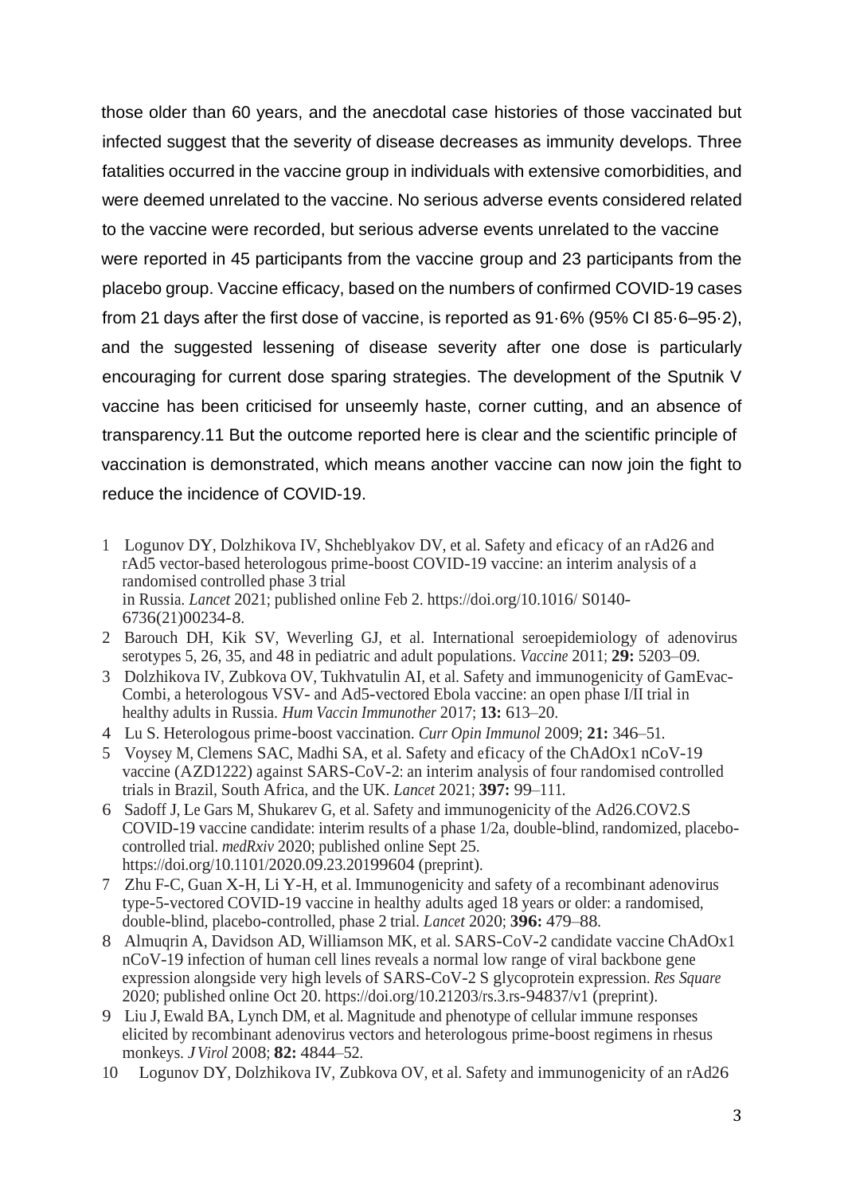those older than 60 years, and the anecdotal case histories of those vaccinated but infected suggest that the severity of disease decreases as immunity develops. Three fatalities occurred in the vaccine group in individuals with extensive comorbidities, and were deemed unrelated to the vaccine. No serious adverse events considered related to the vaccine were recorded, but serious adverse events unrelated to the vaccine were reported in 45 participants from the vaccine group and 23 participants from the placebo group. Vaccine efficacy, based on the numbers of confirmed COVID-19 cases from 21 days after the first dose of vaccine, is reported as 91·6% (95% CI 85·6–95·2), and the suggested lessening of disease severity after one dose is particularly encouraging for current dose sparing strategies. The development of the Sputnik V vaccine has been criticised for unseemly haste, corner cutting, and an absence of transparency.11 But the outcome reported here is clear and the scientific principle of vaccination is demonstrated, which means another vaccine can now join the fight to reduce the incidence of COVID-19.

1 Logunov DY, Dolzhikova IV, Shcheblyakov DV, et al. Safety and eficacy of an rAd26 and rAd5 vector-based heterologous prime-boost COVID-19 vaccine: an interim analysis of a randomised controlled phase 3 trial in Russia. *Lancet* 2021; published online Feb 2. https://doi.org/10.1016/ S0140-6736(21)00234-8.

2 Barouch DH, Kik SV, Weverling GJ, et al. International seroepidemiology of adenovirus serotypes 5, 26, 35, and 48 in pediatric and adult populations. *Vaccine* 2011; **29:** 5203–09.

3 Dolzhikova IV, Zubkova OV, Tukhvatulin AI, et al. Safety and immunogenicity of GamEvac-Combi, a heterologous VSV- and Ad5-vectored Ebola vaccine: an open phase I/II trial in healthy adults in Russia. *Hum Vaccin Immunother* 2017; **13:** 613–20.

4 Lu S. Heterologous prime-boost vaccination. *Curr Opin Immunol* 2009; **21:** 346–51.

5 Voysey M, Clemens SAC, Madhi SA, et al. Safety and eficacy of the ChAdOx1 nCoV-19 vaccine (AZD1222) against SARS-CoV-2: an interim analysis of four randomised controlled trials in Brazil, South Africa, and the UK. *Lancet* 2021; **397:** 99–111.

6 Sadoff J, Le Gars M, Shukarev G, et al. Safety and immunogenicity of the Ad26.COV2.S COVID-19 vaccine candidate: interim results of a phase 1/2a, double-blind, randomized, placebo-controlled trial. *medRxiv* 2020; published online Sept 25. https://doi.org/10.1101/2020.09.23.20199604 (preprint).

7 Zhu F-C, Guan X-H, Li Y-H, et al. Immunogenicity and safety of a recombinant adenovirus type-5-vectored COVID-19 vaccine in healthy adults aged 18 years or older: a randomised, double-blind, placebo-controlled, phase 2 trial. *Lancet* 2020; **396:** 479–88.

8 Almuqrin A, Davidson AD, Williamson MK, et al. SARS-CoV-2 candidate vaccine ChAdOx1 nCoV-19 infection of human cell lines reveals a normal low range of viral backbone gene expression alongside very high levels of SARS-CoV-2 S glycoprotein expression. *Res Square* 2020; published online Oct 20. https://doi.org/10.21203/rs.3.rs-94837/v1 (preprint).

9 Liu J, Ewald BA, Lynch DM, et al. Magnitude and phenotype of cellular immune responses elicited by recombinant adenovirus vectors and heterologous prime-boost regimens in rhesus monkeys. *J Virol* 2008; **82:** 4844–52.

10 Logunov DY, Dolzhikova IV, Zubkova OV, et al. Safety and immunogenicity of an rAd26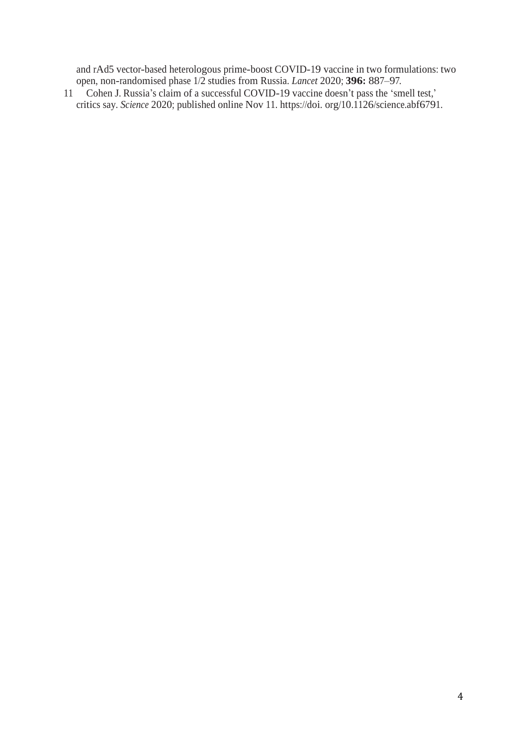and rAd5 vector-based heterologous prime-boost COVID-19 vaccine in two formulations: two open, non-randomised phase 1/2 studies from Russia. *Lancet* 2020; **396:** 887–97.

11 Cohen J. Russia's claim of a successful COVID-19 vaccine doesn't pass the 'smell test,' critics say. *Science* 2020; published online Nov 11. https://doi. org/10.1126/science.abf6791.